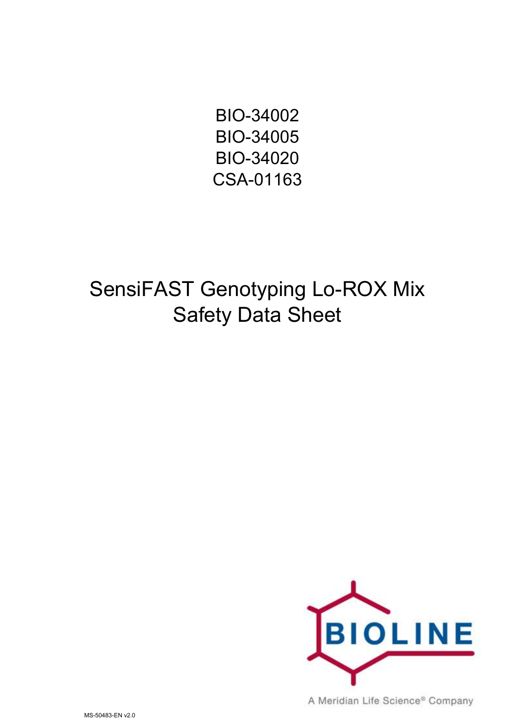BIO-34002
BIO-34005
BIO-34020
CSA-01163

# SensiFAST Genotyping Lo-ROX Mix
# Safety Data Sheet

BIOLINE

A Meridian Life Science® Company

MS-50483-EN v2.0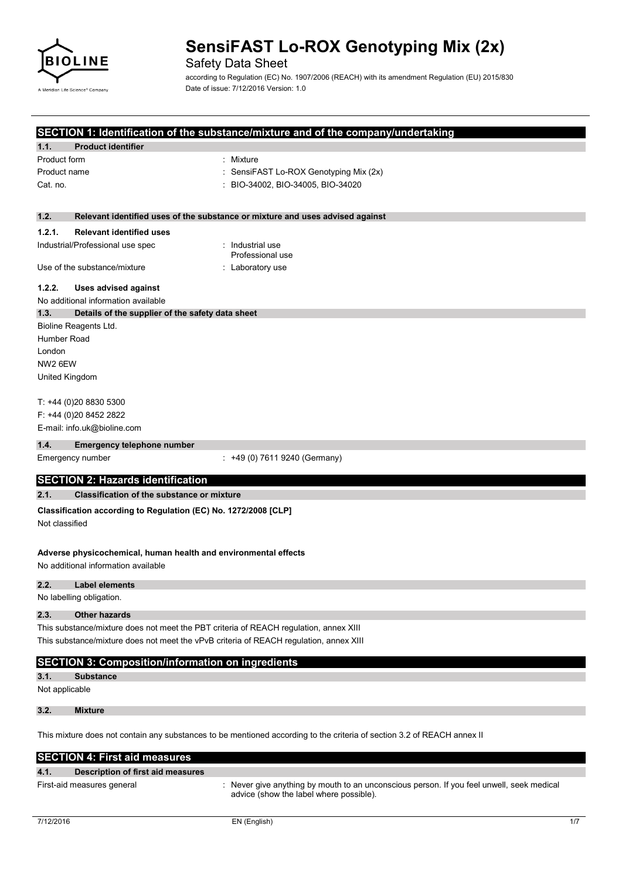# SensiFAST Lo-ROX Genotyping Mix (2x)

Safety Data Sheet

according to Regulation (EC) No. 1907/2006 (REACH) with its amendment Regulation (EU) 2015/830

Date of issue: 7/12/2016 Version: 1.0

## SECTION 1: Identification of the substance/mixture and of the company/undertaking

### 1.1. Product identifier

| | |
|---|---|
| Product form | : Mixture |
| Product name | : SensiFAST Lo-ROX Genotyping Mix (2x) |
| Cat. no. | : BIO-34002, BIO-34005, BIO-34020 |

### 1.2. Relevant identified uses of the substance or mixture and uses advised against

#### 1.2.1. Relevant identified uses

| | |
|---|---|
| Industrial/Professional use spec | : Industrial use<br>Professional use |
| Use of the substance/mixture | : Laboratory use |

#### 1.2.2. Uses advised against

No additional information available

### 1.3. Details of the supplier of the safety data sheet

Bioline Reagents Ltd.
Humber Road
London
NW2 6EW
United Kingdom

T: +44 (0)20 8830 5300
F: +44 (0)20 8452 2822
E-mail: info.uk@bioline.com

### 1.4. Emergency telephone number

| | |
|---|---|
| Emergency number | : +49 (0) 7611 9240 (Germany) |

## SECTION 2: Hazards identification

### 2.1. Classification of the substance or mixture

**Classification according to Regulation (EC) No. 1272/2008 [CLP]**

Not classified

**Adverse physicochemical, human health and environmental effects**

No additional information available

### 2.2. Label elements

No labelling obligation.

### 2.3. Other hazards

This substance/mixture does not meet the PBT criteria of REACH regulation, annex XIII

This substance/mixture does not meet the vPvB criteria of REACH regulation, annex XIII

## SECTION 3: Composition/information on ingredients

### 3.1. Substance

Not applicable

### 3.2. Mixture

This mixture does not contain any substances to be mentioned according to the criteria of section 3.2 of REACH annex II

## SECTION 4: First aid measures

### 4.1. Description of first aid measures

| | |
|---|---|
| First-aid measures general | : Never give anything by mouth to an unconscious person. If you feel unwell, seek medical advice (show the label where possible). |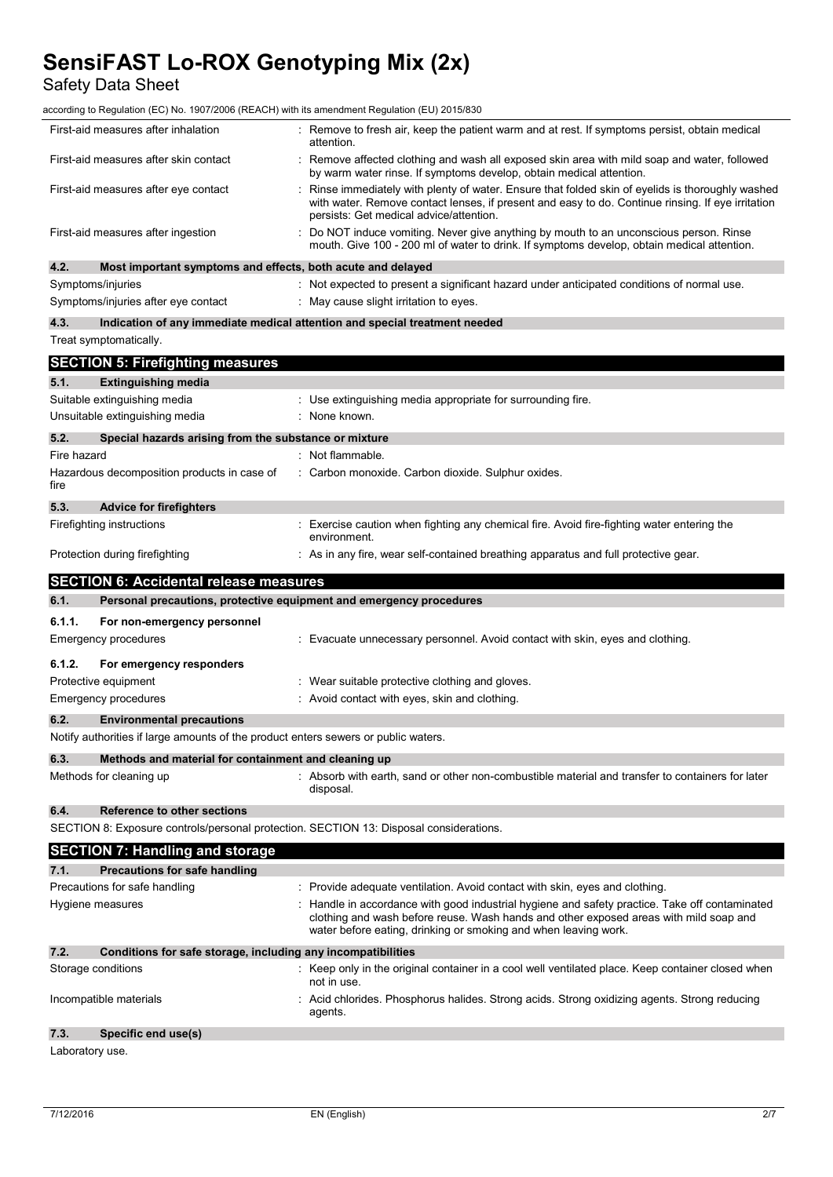| | |
|---|---|
| First-aid measures after inhalation | : Remove to fresh air, keep the patient warm and at rest. If symptoms persist, obtain medical attention. |
| First-aid measures after skin contact | : Remove affected clothing and wash all exposed skin area with mild soap and water, followed by warm water rinse. If symptoms develop, obtain medical attention. |
| First-aid measures after eye contact | : Rinse immediately with plenty of water. Ensure that folded skin of eyelids is thoroughly washed with water. Remove contact lenses, if present and easy to do. Continue rinsing. If eye irritation persists: Get medical advice/attention. |
| First-aid measures after ingestion | : Do NOT induce vomiting. Never give anything by mouth to an unconscious person. Rinse mouth. Give 100 - 200 ml of water to drink. If symptoms develop, obtain medical attention. |

### 4.2. Most important symptoms and effects, both acute and delayed

| | |
|---|---|
| Symptoms/injuries | : Not expected to present a significant hazard under anticipated conditions of normal use. |
| Symptoms/injuries after eye contact | : May cause slight irritation to eyes. |

### 4.3. Indication of any immediate medical attention and special treatment needed

Treat symptomatically.

## SECTION 5: Firefighting measures

### 5.1. Extinguishing media

| | |
|---|---|
| Suitable extinguishing media | : Use extinguishing media appropriate for surrounding fire. |
| Unsuitable extinguishing media | : None known. |

### 5.2. Special hazards arising from the substance or mixture

| | |
|---|---|
| Fire hazard | : Not flammable. |
| Hazardous decomposition products in case of fire | : Carbon monoxide. Carbon dioxide. Sulphur oxides. |

### 5.3. Advice for firefighters

| | |
|---|---|
| Firefighting instructions | : Exercise caution when fighting any chemical fire. Avoid fire-fighting water entering the environment. |
| Protection during firefighting | : As in any fire, wear self-contained breathing apparatus and full protective gear. |

## SECTION 6: Accidental release measures

### 6.1. Personal precautions, protective equipment and emergency procedures

#### 6.1.1. For non-emergency personnel

| | |
|---|---|
| Emergency procedures | : Evacuate unnecessary personnel. Avoid contact with skin, eyes and clothing. |

#### 6.1.2. For emergency responders

| | |
|---|---|
| Protective equipment | : Wear suitable protective clothing and gloves. |
| Emergency procedures | : Avoid contact with eyes, skin and clothing. |

### 6.2. Environmental precautions

Notify authorities if large amounts of the product enters sewers or public waters.

### 6.3. Methods and material for containment and cleaning up

| | |
|---|---|
| Methods for cleaning up | : Absorb with earth, sand or other non-combustible material and transfer to containers for later disposal. |

### 6.4. Reference to other sections

SECTION 8: Exposure controls/personal protection. SECTION 13: Disposal considerations.

## SECTION 7: Handling and storage

### 7.1. Precautions for safe handling

| | |
|---|---|
| Precautions for safe handling | : Provide adequate ventilation. Avoid contact with skin, eyes and clothing. |
| Hygiene measures | : Handle in accordance with good industrial hygiene and safety practice. Take off contaminated clothing and wash before reuse. Wash hands and other exposed areas with mild soap and water before eating, drinking or smoking and when leaving work. |

### 7.2. Conditions for safe storage, including any incompatibilities

| | |
|---|---|
| Storage conditions | : Keep only in the original container in a cool well ventilated place. Keep container closed when not in use. |
| Incompatible materials | : Acid chlorides. Phosphorus halides. Strong acids. Strong oxidizing agents. Strong reducing agents. |

### 7.3. Specific end use(s)

Laboratory use.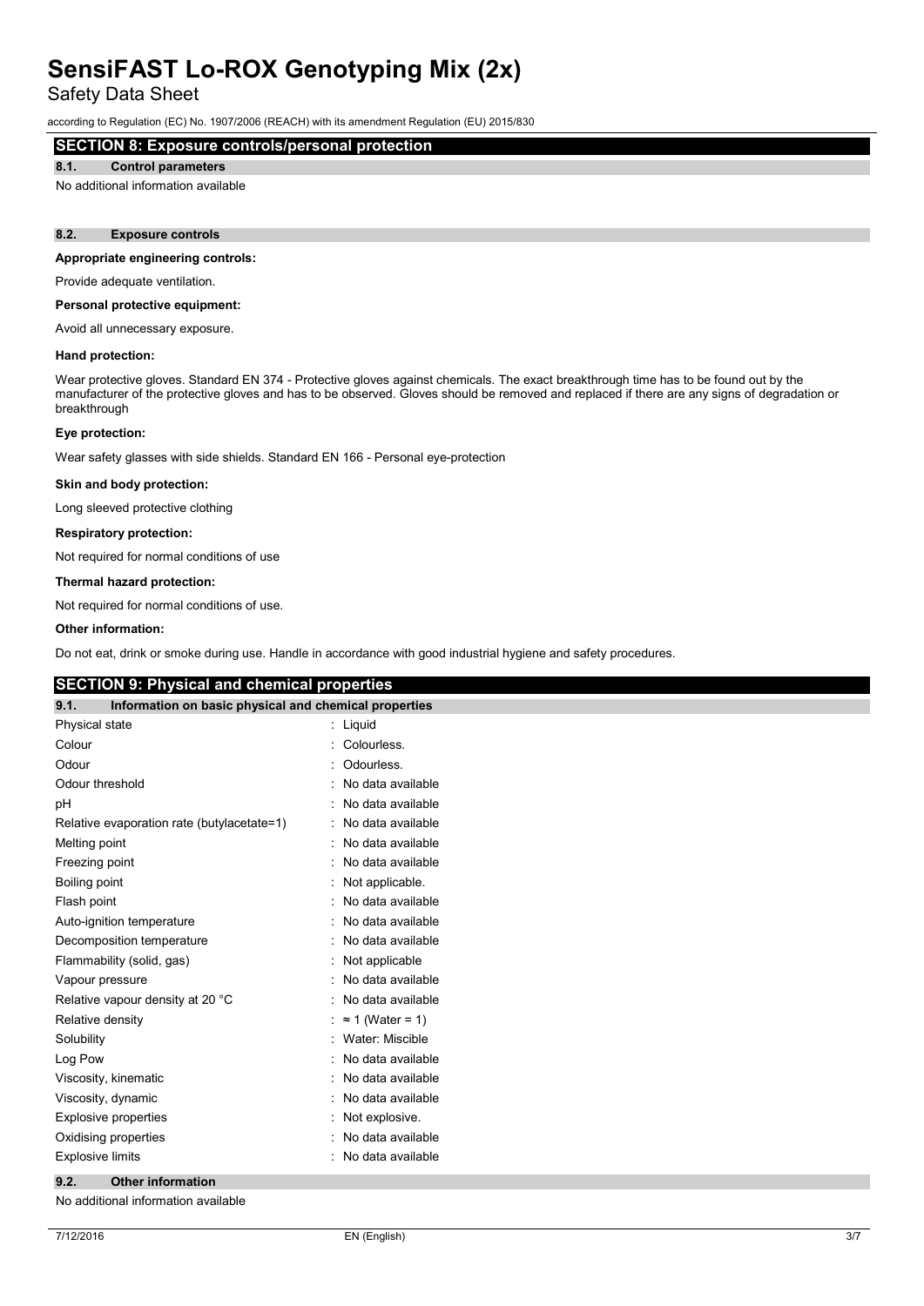## SECTION 8: Exposure controls/personal protection

### 8.1. Control parameters

No additional information available

### 8.2. Exposure controls

**Appropriate engineering controls:**

Provide adequate ventilation.

**Personal protective equipment:**

Avoid all unnecessary exposure.

**Hand protection:**

Wear protective gloves. Standard EN 374 - Protective gloves against chemicals. The exact breakthrough time has to be found out by the manufacturer of the protective gloves and has to be observed. Gloves should be removed and replaced if there are any signs of degradation or breakthrough

**Eye protection:**

Wear safety glasses with side shields. Standard EN 166 - Personal eye-protection

**Skin and body protection:**

Long sleeved protective clothing

**Respiratory protection:**

Not required for normal conditions of use

**Thermal hazard protection:**

Not required for normal conditions of use.

**Other information:**

Do not eat, drink or smoke during use. Handle in accordance with good industrial hygiene and safety procedures.

## SECTION 9: Physical and chemical properties

### 9.1. Information on basic physical and chemical properties

| Property | Value |
|---|---|
| Physical state | : Liquid |
| Colour | : Colourless. |
| Odour | : Odourless. |
| Odour threshold | : No data available |
| pH | : No data available |
| Relative evaporation rate (butylacetate=1) | : No data available |
| Melting point | : No data available |
| Freezing point | : No data available |
| Boiling point | : Not applicable. |
| Flash point | : No data available |
| Auto-ignition temperature | : No data available |
| Decomposition temperature | : No data available |
| Flammability (solid, gas) | : Not applicable |
| Vapour pressure | : No data available |
| Relative vapour density at 20 °C | : No data available |
| Relative density | : ≈ 1 (Water = 1) |
| Solubility | : Water: Miscible |
| Log Pow | : No data available |
| Viscosity, kinematic | : No data available |
| Viscosity, dynamic | : No data available |
| Explosive properties | : Not explosive. |
| Oxidising properties | : No data available |
| Explosive limits | : No data available |

### 9.2. Other information

No additional information available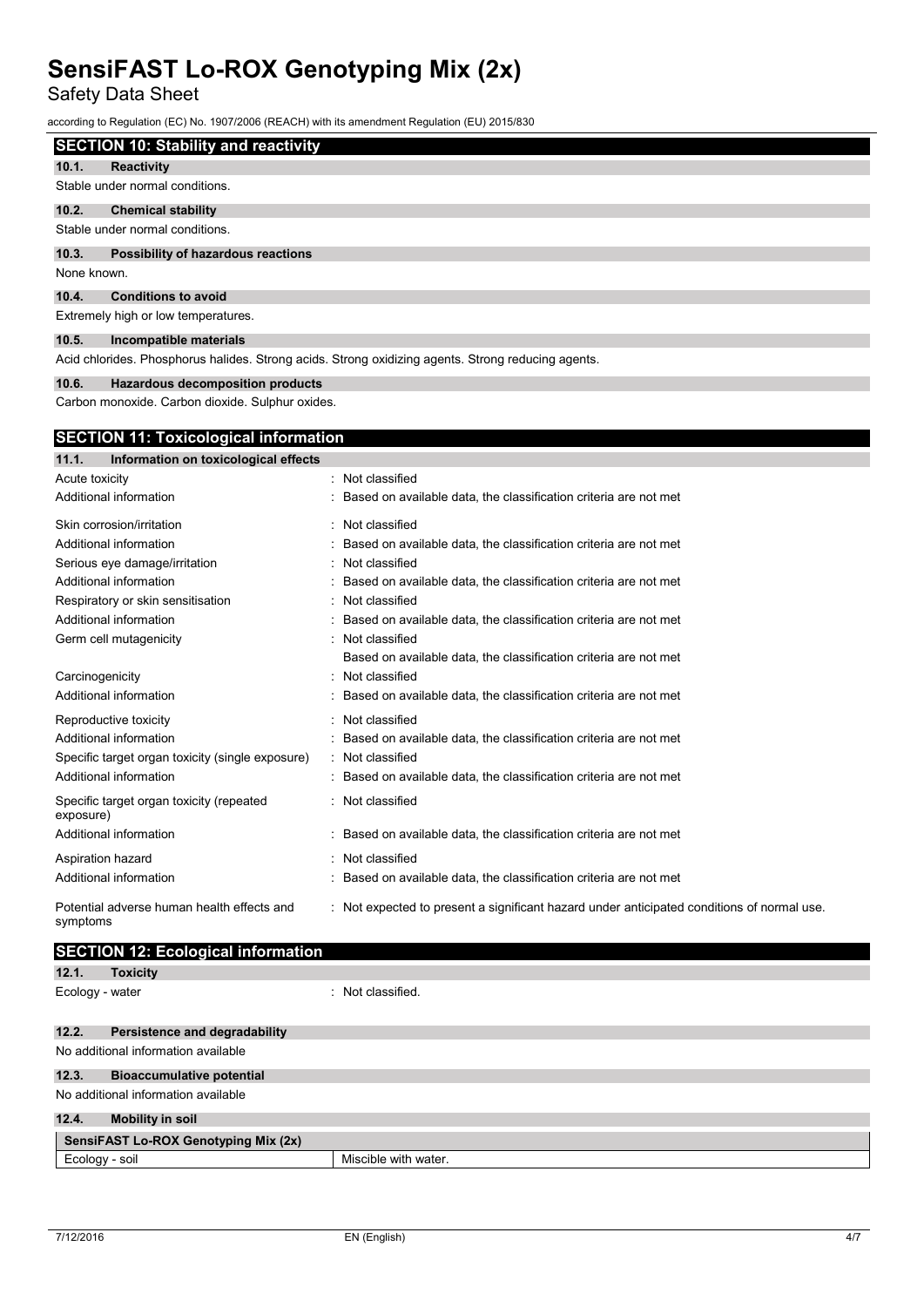## SECTION 10: Stability and reactivity

### 10.1. Reactivity

Stable under normal conditions.

### 10.2. Chemical stability

Stable under normal conditions.

### 10.3. Possibility of hazardous reactions

None known.

### 10.4. Conditions to avoid

Extremely high or low temperatures.

### 10.5. Incompatible materials

Acid chlorides. Phosphorus halides. Strong acids. Strong oxidizing agents. Strong reducing agents.

### 10.6. Hazardous decomposition products

Carbon monoxide. Carbon dioxide. Sulphur oxides.

## SECTION 11: Toxicological information

### 11.1. Information on toxicological effects

| | |
|---|---|
| Acute toxicity | : Not classified |
| Additional information | : Based on available data, the classification criteria are not met |
| Skin corrosion/irritation | : Not classified |
| Additional information | : Based on available data, the classification criteria are not met |
| Serious eye damage/irritation | : Not classified |
| Additional information | : Based on available data, the classification criteria are not met |
| Respiratory or skin sensitisation | : Not classified |
| Additional information | : Based on available data, the classification criteria are not met |
| Germ cell mutagenicity | : Not classified<br>Based on available data, the classification criteria are not met |
| Carcinogenicity | : Not classified |
| Additional information | : Based on available data, the classification criteria are not met |
| Reproductive toxicity | : Not classified |
| Additional information | : Based on available data, the classification criteria are not met |
| Specific target organ toxicity (single exposure) | : Not classified |
| Additional information | : Based on available data, the classification criteria are not met |
| Specific target organ toxicity (repeated exposure) | : Not classified |
| Additional information | : Based on available data, the classification criteria are not met |
| Aspiration hazard | : Not classified |
| Additional information | : Based on available data, the classification criteria are not met |
| Potential adverse human health effects and symptoms | : Not expected to present a significant hazard under anticipated conditions of normal use. |

## SECTION 12: Ecological information

### 12.1. Toxicity

Ecology - water : Not classified.

### 12.2. Persistence and degradability

No additional information available

### 12.3. Bioaccumulative potential

No additional information available

### 12.4. Mobility in soil

| SensiFAST Lo-ROX Genotyping Mix (2x) | |
|---|---|
| Ecology - soil | Miscible with water. |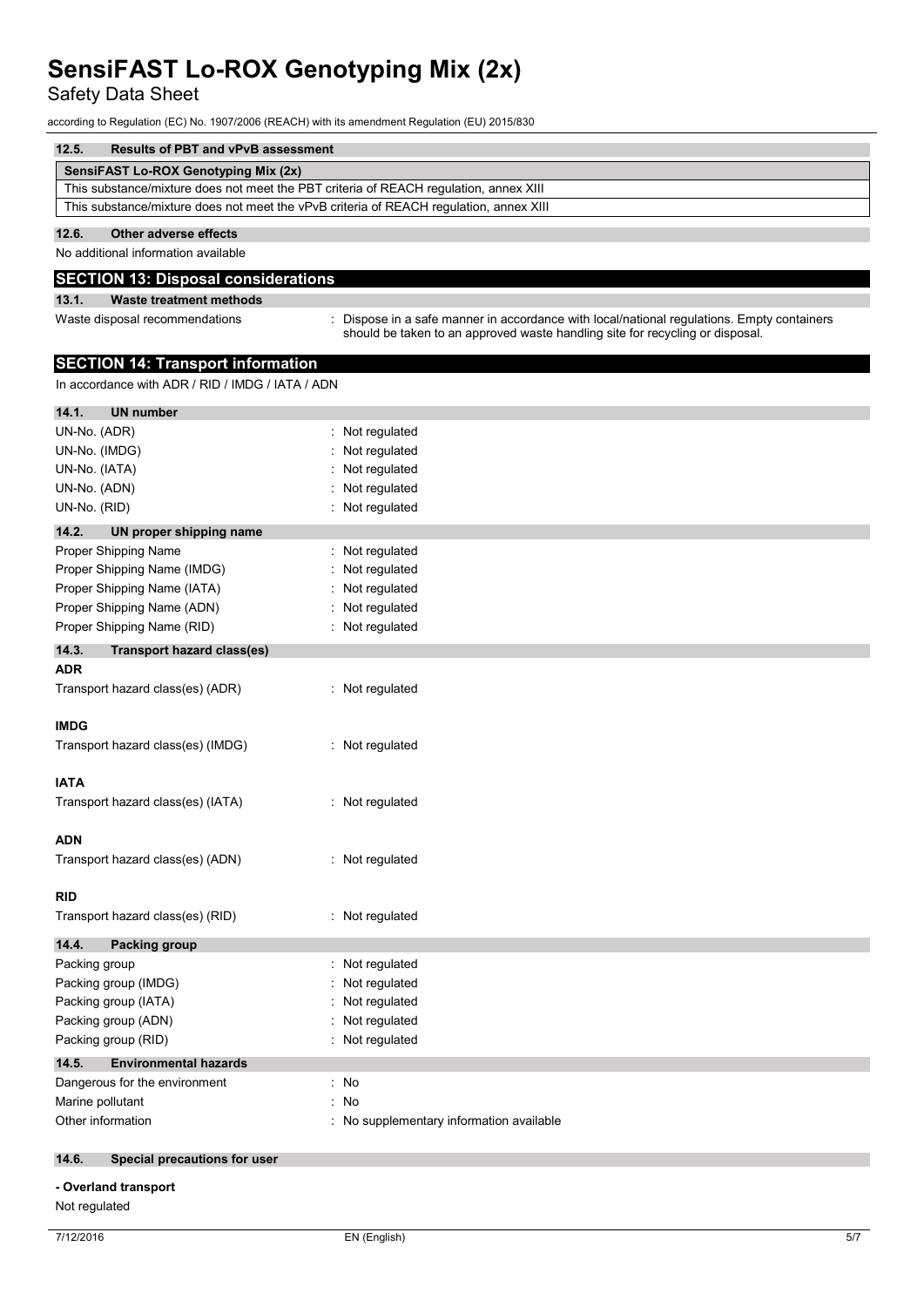### 12.5. Results of PBT and vPvB assessment

| SensiFAST Lo-ROX Genotyping Mix (2x) |
|---|
| This substance/mixture does not meet the PBT criteria of REACH regulation, annex XIII |
| This substance/mixture does not meet the vPvB criteria of REACH regulation, annex XIII |

### 12.6. Other adverse effects

No additional information available

## SECTION 13: Disposal considerations

### 13.1. Waste treatment methods

Waste disposal recommendations : Dispose in a safe manner in accordance with local/national regulations. Empty containers should be taken to an approved waste handling site for recycling or disposal.

## SECTION 14: Transport information

In accordance with ADR / RID / IMDG / IATA / ADN

### 14.1. UN number

UN-No. (ADR) : Not regulated
UN-No. (IMDG) : Not regulated
UN-No. (IATA) : Not regulated
UN-No. (ADN) : Not regulated
UN-No. (RID) : Not regulated

### 14.2. UN proper shipping name

Proper Shipping Name : Not regulated
Proper Shipping Name (IMDG) : Not regulated
Proper Shipping Name (IATA) : Not regulated
Proper Shipping Name (ADN) : Not regulated
Proper Shipping Name (RID) : Not regulated

### 14.3. Transport hazard class(es)

**ADR**

Transport hazard class(es) (ADR) : Not regulated

**IMDG**

Transport hazard class(es) (IMDG) : Not regulated

**IATA**

Transport hazard class(es) (IATA) : Not regulated

**ADN**

Transport hazard class(es) (ADN) : Not regulated

**RID**

Transport hazard class(es) (RID) : Not regulated

### 14.4. Packing group

Packing group : Not regulated
Packing group (IMDG) : Not regulated
Packing group (IATA) : Not regulated
Packing group (ADN) : Not regulated
Packing group (RID) : Not regulated

### 14.5. Environmental hazards

Dangerous for the environment : No
Marine pollutant : No
Other information : No supplementary information available

### 14.6. Special precautions for user

**- Overland transport**

Not regulated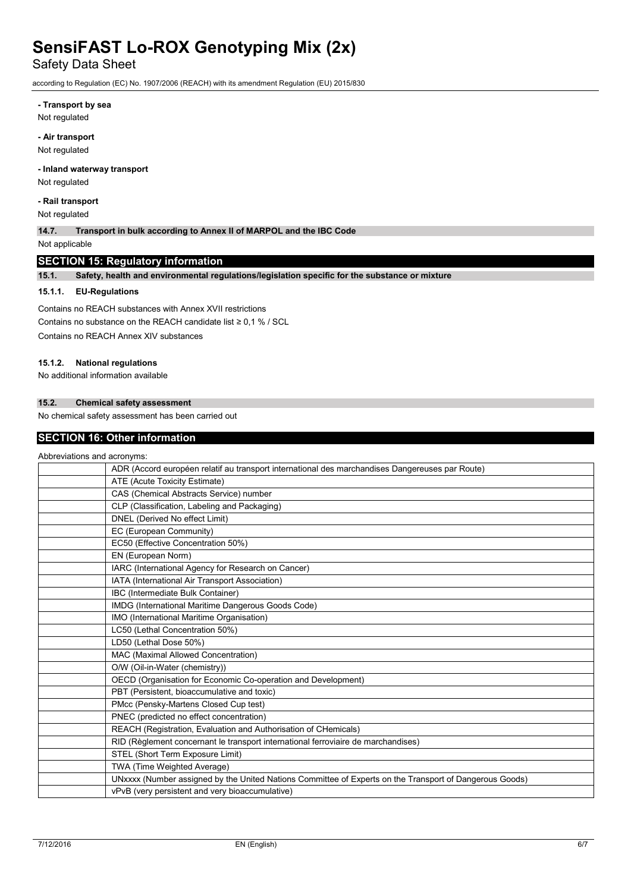**- Transport by sea**

Not regulated

**- Air transport**

Not regulated

**- Inland waterway transport**

Not regulated

**- Rail transport**

Not regulated

### 14.7. Transport in bulk according to Annex II of MARPOL and the IBC Code

Not applicable

## SECTION 15: Regulatory information

### 15.1. Safety, health and environmental regulations/legislation specific for the substance or mixture

#### 15.1.1. EU-Regulations

Contains no REACH substances with Annex XVII restrictions

Contains no substance on the REACH candidate list ≥ 0,1 % / SCL

Contains no REACH Annex XIV substances

#### 15.1.2. National regulations

No additional information available

### 15.2. Chemical safety assessment

No chemical safety assessment has been carried out

## SECTION 16: Other information

Abbreviations and acronyms:

| | |
|---|---|
| | ADR (Accord européen relatif au transport international des marchandises Dangereuses par Route) |
| | ATE (Acute Toxicity Estimate) |
| | CAS (Chemical Abstracts Service) number |
| | CLP (Classification, Labeling and Packaging) |
| | DNEL (Derived No effect Limit) |
| | EC (European Community) |
| | EC50 (Effective Concentration 50%) |
| | EN (European Norm) |
| | IARC (International Agency for Research on Cancer) |
| | IATA (International Air Transport Association) |
| | IBC (Intermediate Bulk Container) |
| | IMDG (International Maritime Dangerous Goods Code) |
| | IMO (International Maritime Organisation) |
| | LC50 (Lethal Concentration 50%) |
| | LD50 (Lethal Dose 50%) |
| | MAC (Maximal Allowed Concentration) |
| | O/W (Oil-in-Water (chemistry)) |
| | OECD (Organisation for Economic Co-operation and Development) |
| | PBT (Persistent, bioaccumulative and toxic) |
| | PMcc (Pensky-Martens Closed Cup test) |
| | PNEC (predicted no effect concentration) |
| | REACH (Registration, Evaluation and Authorisation of CHemicals) |
| | RID (Règlement concernant le transport international ferroviaire de marchandises) |
| | STEL (Short Term Exposure Limit) |
| | TWA (Time Weighted Average) |
| | UNxxxx (Number assigned by the United Nations Committee of Experts on the Transport of Dangerous Goods) |
| | vPvB (very persistent and very bioaccumulative) |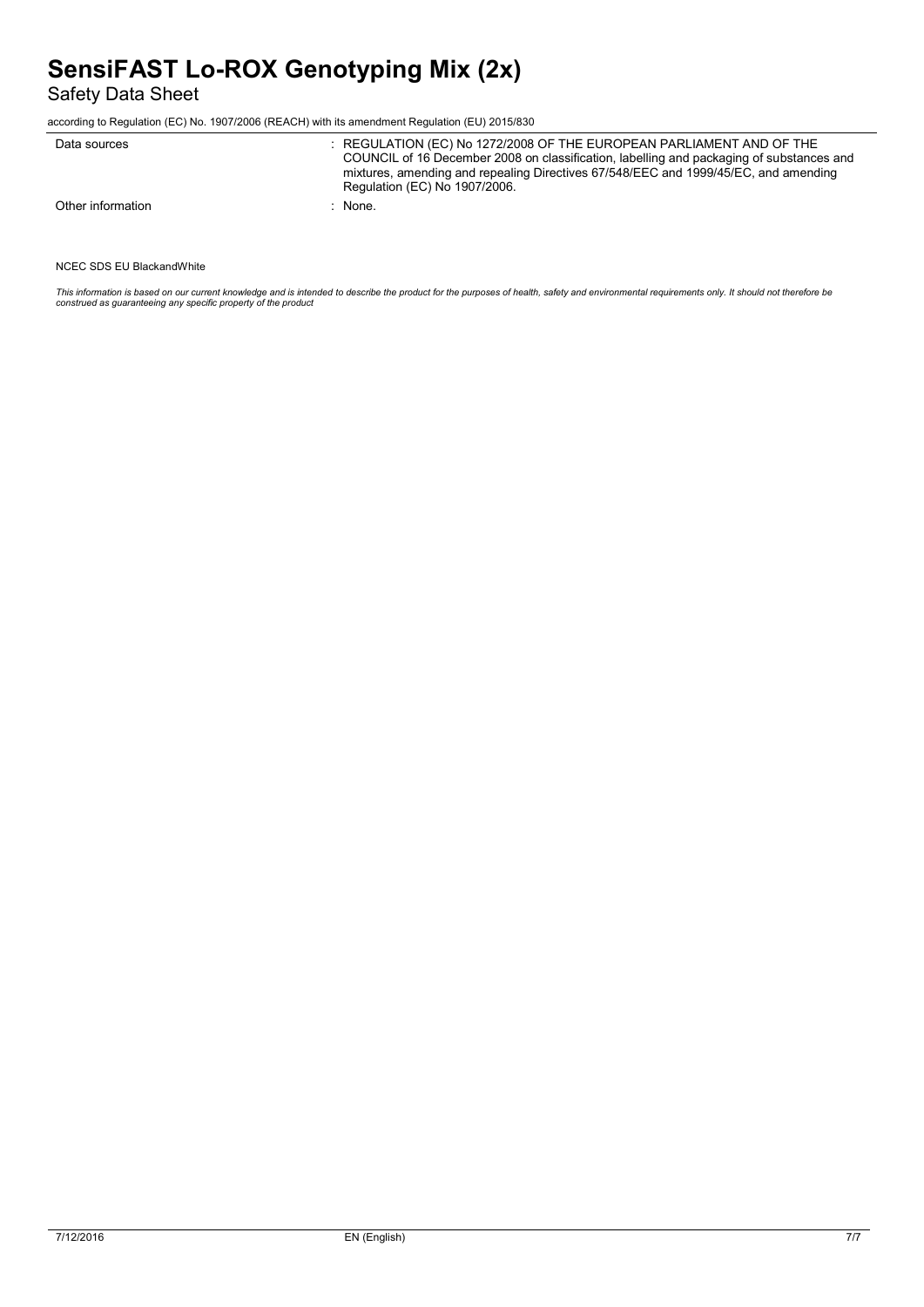| | |
|---|---|
| Data sources | : REGULATION (EC) No 1272/2008 OF THE EUROPEAN PARLIAMENT AND OF THE COUNCIL of 16 December 2008 on classification, labelling and packaging of substances and mixtures, amending and repealing Directives 67/548/EEC and 1999/45/EC, and amending Regulation (EC) No 1907/2006. |
| Other information | : None. |

NCEC SDS EU BlackandWhite

*This information is based on our current knowledge and is intended to describe the product for the purposes of health, safety and environmental requirements only. It should not therefore be construed as guaranteeing any specific property of the product*